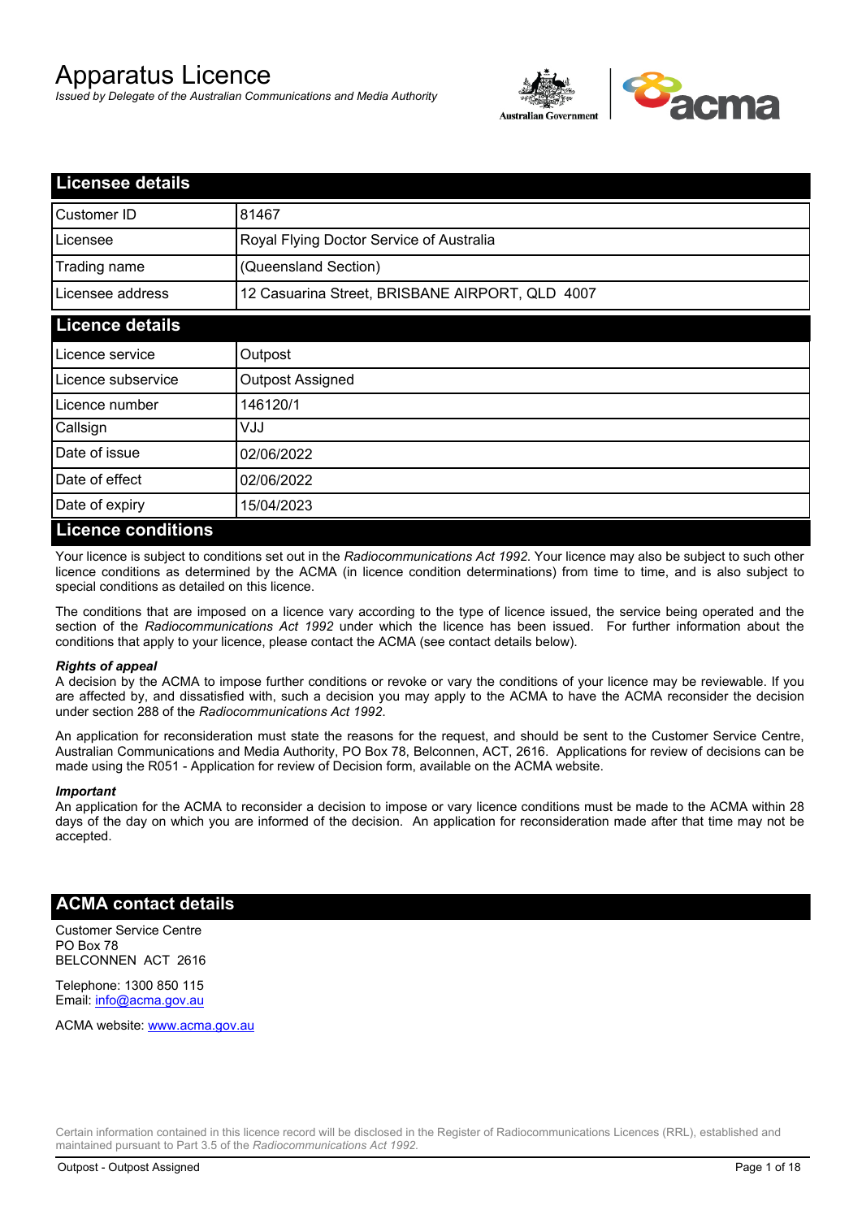# Apparatus Licence

*Issued by Delegate of the Australian Communications and Media Authority*

## Licensee details

| | |
|---|---|
| Customer ID | 81467 |
| Licensee | Royal Flying Doctor Service of Australia |
| Trading name | (Queensland Section) |
| Licensee address | 12 Casuarina Street, BRISBANE AIRPORT, QLD 4007 |

## Licence details

| | |
|---|---|
| Licence service | Outpost |
| Licence subservice | Outpost Assigned |
| Licence number | 146120/1 |
| Callsign | VJJ |
| Date of issue | 02/06/2022 |
| Date of effect | 02/06/2022 |
| Date of expiry | 15/04/2023 |

## Licence conditions

Your licence is subject to conditions set out in the *Radiocommunications Act 1992*. Your licence may also be subject to such other licence conditions as determined by the ACMA (in licence condition determinations) from time to time, and is also subject to special conditions as detailed on this licence.

The conditions that are imposed on a licence vary according to the type of licence issued, the service being operated and the section of the *Radiocommunications Act 1992* under which the licence has been issued. For further information about the conditions that apply to your licence, please contact the ACMA (see contact details below).

***Rights of appeal***

A decision by the ACMA to impose further conditions or revoke or vary the conditions of your licence may be reviewable. If you are affected by, and dissatisfied with, such a decision you may apply to the ACMA to have the ACMA reconsider the decision under section 288 of the *Radiocommunications Act 1992*.

An application for reconsideration must state the reasons for the request, and should be sent to the Customer Service Centre, Australian Communications and Media Authority, PO Box 78, Belconnen, ACT, 2616. Applications for review of decisions can be made using the R051 - Application for review of Decision form, available on the ACMA website.

***Important***

An application for the ACMA to reconsider a decision to impose or vary licence conditions must be made to the ACMA within 28 days of the day on which you are informed of the decision. An application for reconsideration made after that time may not be accepted.

## ACMA contact details

Customer Service Centre
PO Box 78
BELCONNEN ACT 2616

Telephone: 1300 850 115
Email: info@acma.gov.au

ACMA website: www.acma.gov.au

Certain information contained in this licence record will be disclosed in the Register of Radiocommunications Licences (RRL), established and maintained pursuant to Part 3.5 of the *Radiocommunications Act 1992.*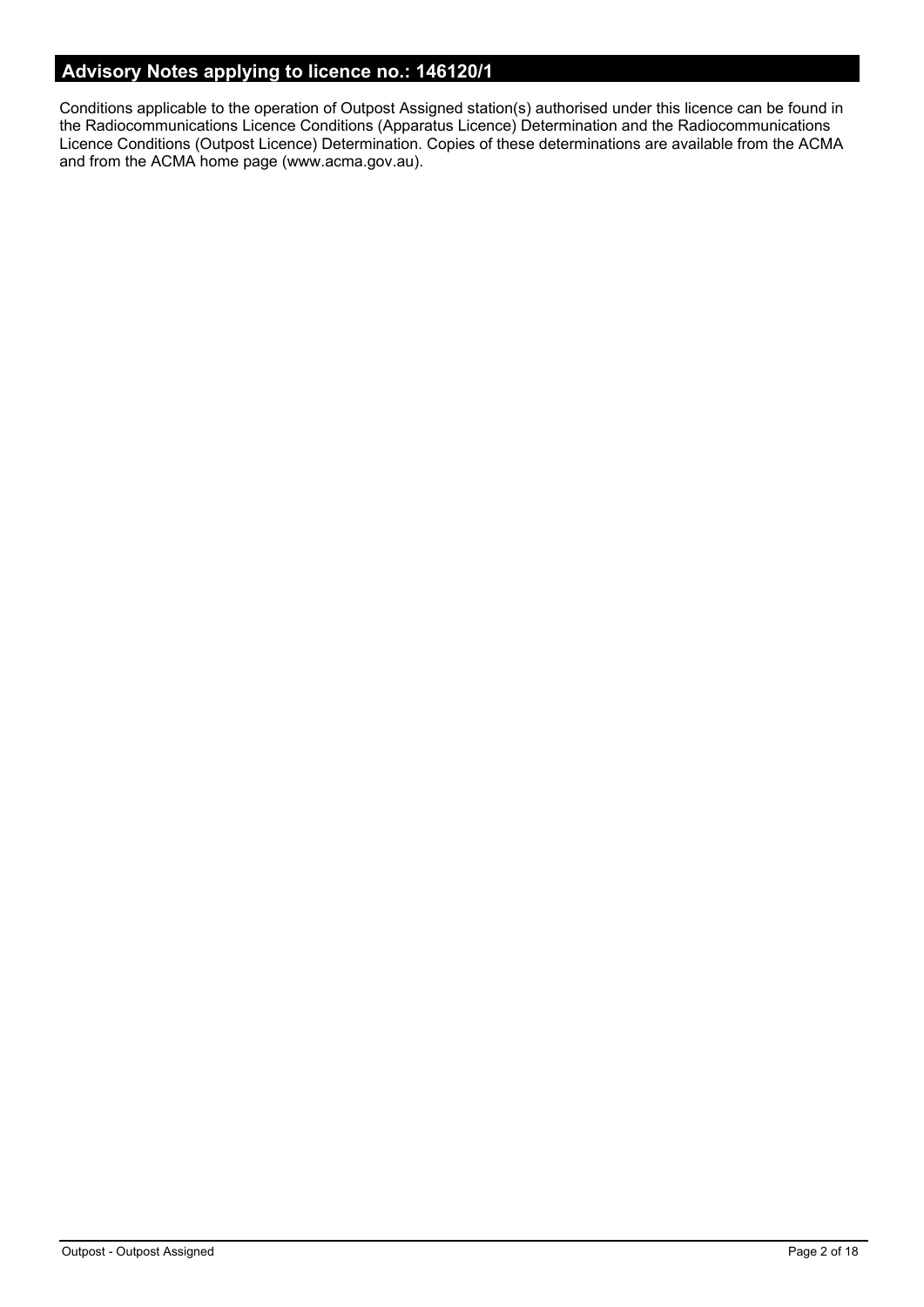## Advisory Notes applying to licence no.: 146120/1

Conditions applicable to the operation of Outpost Assigned station(s) authorised under this licence can be found in the Radiocommunications Licence Conditions (Apparatus Licence) Determination and the Radiocommunications Licence Conditions (Outpost Licence) Determination. Copies of these determinations are available from the ACMA and from the ACMA home page (www.acma.gov.au).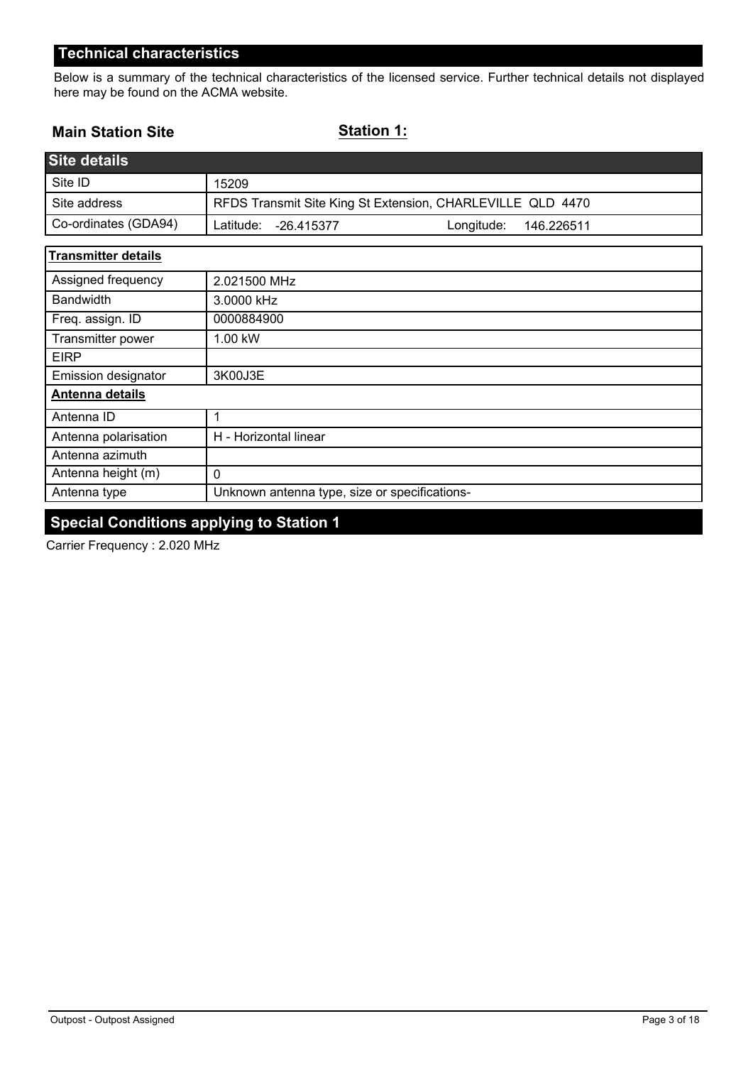## Technical characteristics

Below is a summary of the technical characteristics of the licensed service. Further technical details not displayed here may be found on the ACMA website.

**Main Station Site** **Station 1:**

| Site details | |
|---|---|
| Site ID | 15209 |
| Site address | RFDS Transmit Site King St Extension, CHARLEVILLE QLD 4470 |
| Co-ordinates (GDA94) | Latitude: -26.415377 Longitude: 146.226511 |

| Transmitter details | |
|---|---|
| Assigned frequency | 2.021500 MHz |
| Bandwidth | 3.0000 kHz |
| Freq. assign. ID | 0000884900 |
| Transmitter power | 1.00 kW |
| EIRP | |
| Emission designator | 3K00J3E |
| **Antenna details** | |
| Antenna ID | 1 |
| Antenna polarisation | H - Horizontal linear |
| Antenna azimuth | |
| Antenna height (m) | 0 |
| Antenna type | Unknown antenna type, size or specifications- |

## Special Conditions applying to Station 1

Carrier Frequency : 2.020 MHz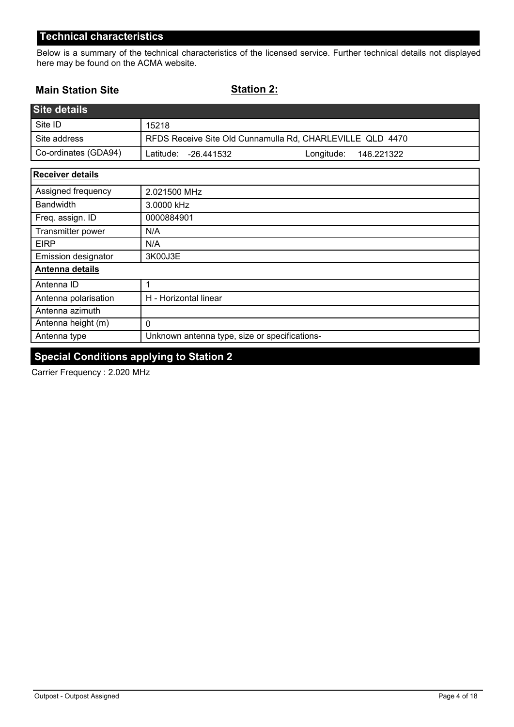## Technical characteristics

Below is a summary of the technical characteristics of the licensed service. Further technical details not displayed here may be found on the ACMA website.

**Main Station Site** **Station 2:**

| Site details | |
|---|---|
| Site ID | 15218 |
| Site address | RFDS Receive Site Old Cunnamulla Rd, CHARLEVILLE QLD 4470 |
| Co-ordinates (GDA94) | Latitude: -26.441532 Longitude: 146.221322 |

| **Receiver details** | |
|---|---|
| Assigned frequency | 2.021500 MHz |
| Bandwidth | 3.0000 kHz |
| Freq. assign. ID | 0000884901 |
| Transmitter power | N/A |
| EIRP | N/A |
| Emission designator | 3K00J3E |
| **Antenna details** | |
| Antenna ID | 1 |
| Antenna polarisation | H - Horizontal linear |
| Antenna azimuth | |
| Antenna height (m) | 0 |
| Antenna type | Unknown antenna type, size or specifications- |

## Special Conditions applying to Station 2

Carrier Frequency : 2.020 MHz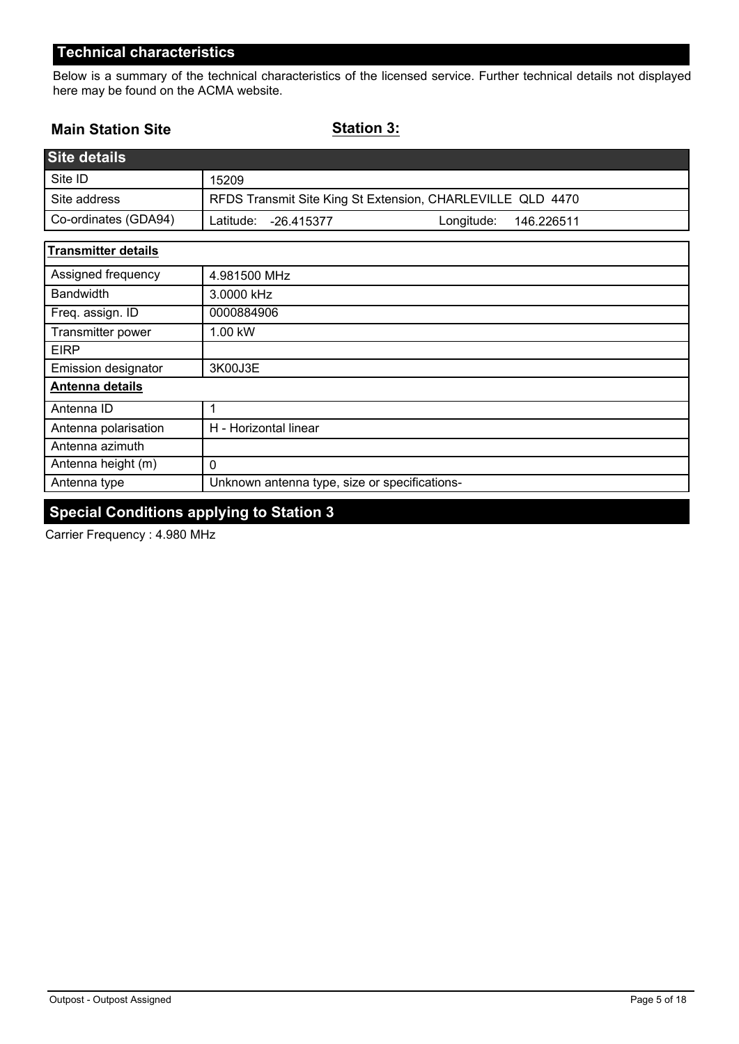## Technical characteristics

Below is a summary of the technical characteristics of the licensed service. Further technical details not displayed here may be found on the ACMA website.

**Main Station Site** **Station 3:**

| Site details | |
|---|---|
| Site ID | 15209 |
| Site address | RFDS Transmit Site King St Extension, CHARLEVILLE QLD 4470 |
| Co-ordinates (GDA94) | Latitude: -26.415377 Longitude: 146.226511 |

| Transmitter details | |
|---|---|
| Assigned frequency | 4.981500 MHz |
| Bandwidth | 3.0000 kHz |
| Freq. assign. ID | 0000884906 |
| Transmitter power | 1.00 kW |
| EIRP | |
| Emission designator | 3K00J3E |
| **Antenna details** | |
| Antenna ID | 1 |
| Antenna polarisation | H - Horizontal linear |
| Antenna azimuth | |
| Antenna height (m) | 0 |
| Antenna type | Unknown antenna type, size or specifications- |

## Special Conditions applying to Station 3

Carrier Frequency : 4.980 MHz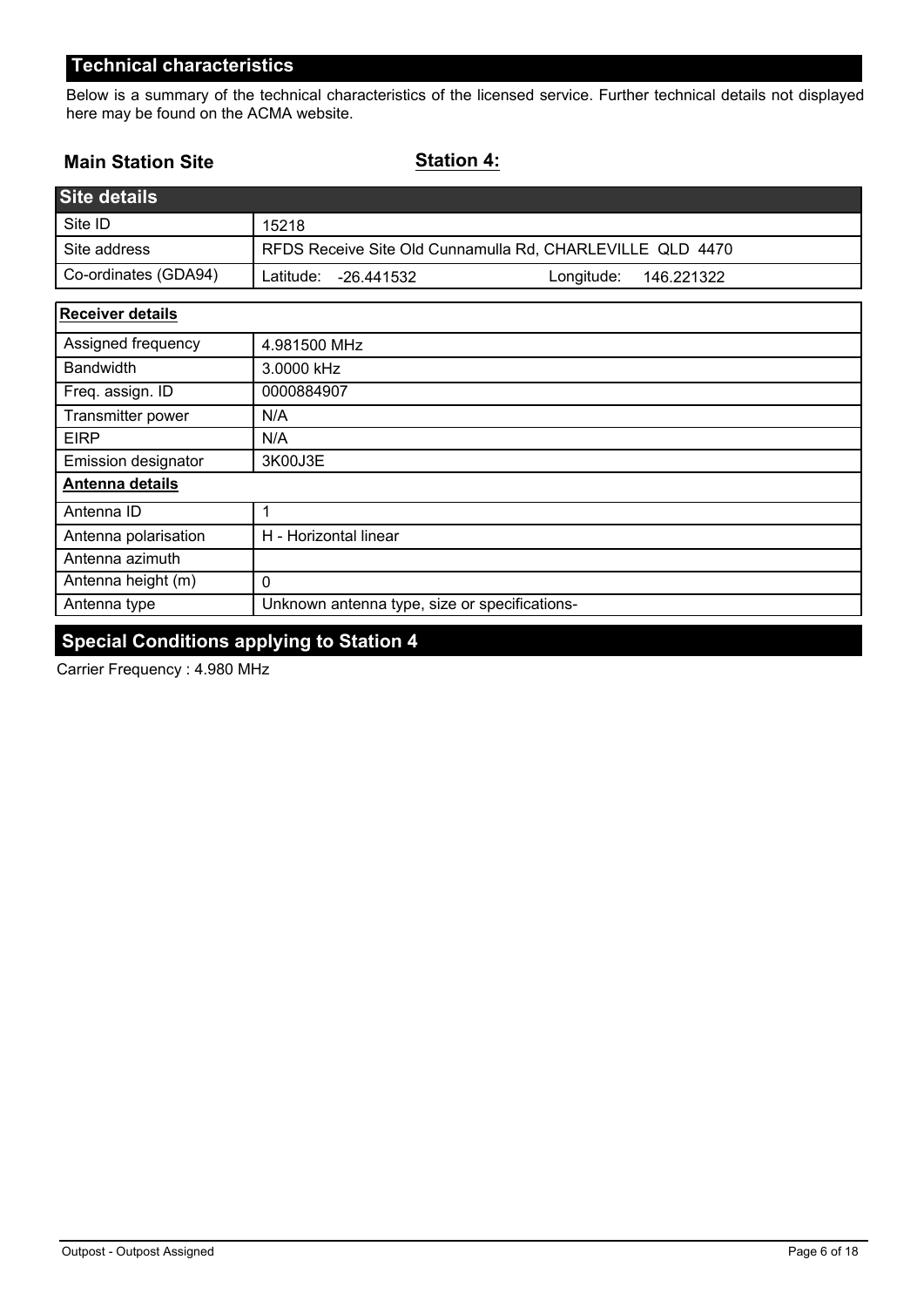## Technical characteristics

Below is a summary of the technical characteristics of the licensed service. Further technical details not displayed here may be found on the ACMA website.

**Main Station Site** **Station 4:**

| Site details | |
|---|---|
| Site ID | 15218 |
| Site address | RFDS Receive Site Old Cunnamulla Rd, CHARLEVILLE QLD 4470 |
| Co-ordinates (GDA94) | Latitude: -26.441532 Longitude: 146.221322 |

| **Receiver details** | |
|---|---|
| Assigned frequency | 4.981500 MHz |
| Bandwidth | 3.0000 kHz |
| Freq. assign. ID | 0000884907 |
| Transmitter power | N/A |
| EIRP | N/A |
| Emission designator | 3K00J3E |
| **Antenna details** | |
| Antenna ID | 1 |
| Antenna polarisation | H - Horizontal linear |
| Antenna azimuth | |
| Antenna height (m) | 0 |
| Antenna type | Unknown antenna type, size or specifications- |

## Special Conditions applying to Station 4

Carrier Frequency : 4.980 MHz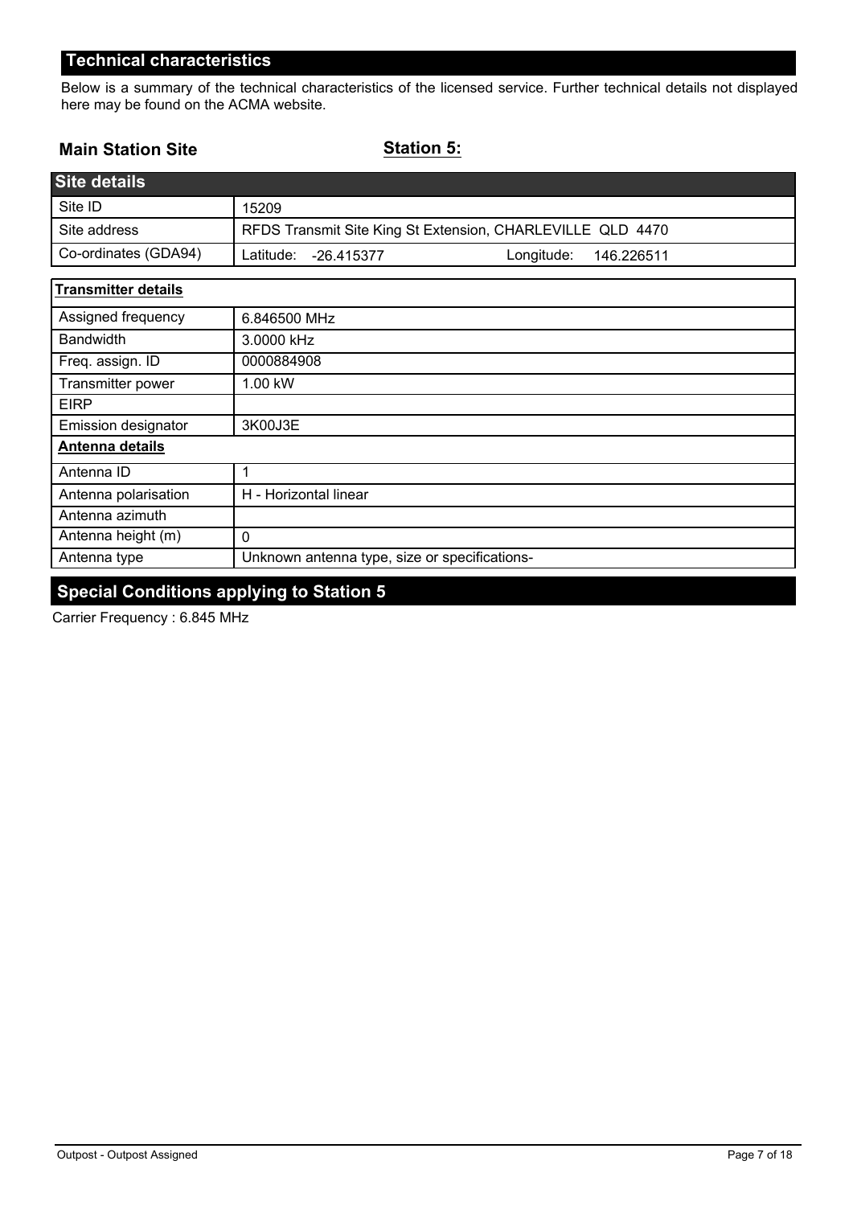## Technical characteristics

Below is a summary of the technical characteristics of the licensed service. Further technical details not displayed here may be found on the ACMA website.

**Main Station Site** **Station 5:**

| Site details | |
|---|---|
| Site ID | 15209 |
| Site address | RFDS Transmit Site King St Extension, CHARLEVILLE QLD 4470 |
| Co-ordinates (GDA94) | Latitude: -26.415377 Longitude: 146.226511 |

| Transmitter details | |
|---|---|
| Assigned frequency | 6.846500 MHz |
| Bandwidth | 3.0000 kHz |
| Freq. assign. ID | 0000884908 |
| Transmitter power | 1.00 kW |
| EIRP | |
| Emission designator | 3K00J3E |
| **Antenna details** | |
| Antenna ID | 1 |
| Antenna polarisation | H - Horizontal linear |
| Antenna azimuth | |
| Antenna height (m) | 0 |
| Antenna type | Unknown antenna type, size or specifications- |

## Special Conditions applying to Station 5

Carrier Frequency : 6.845 MHz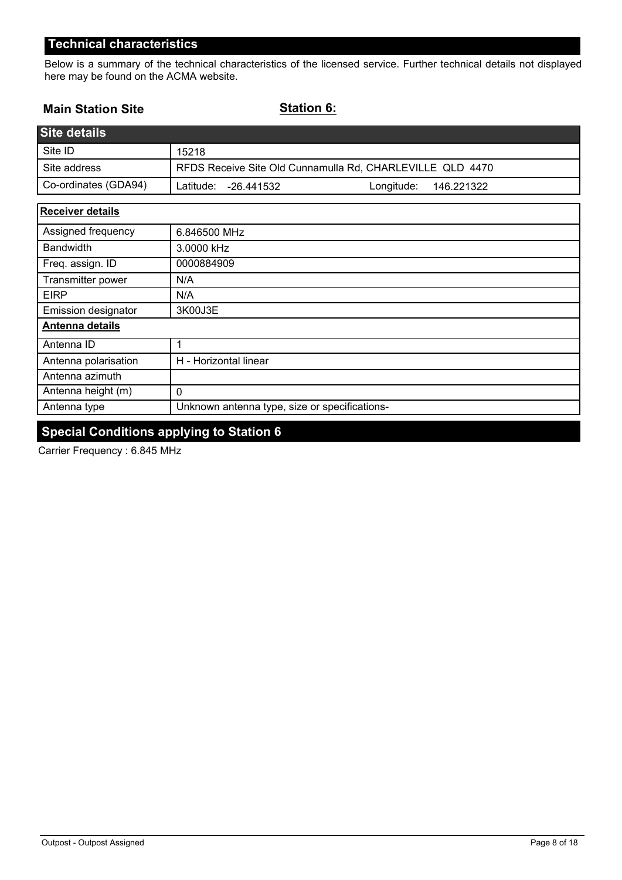## Technical characteristics

Below is a summary of the technical characteristics of the licensed service. Further technical details not displayed here may be found on the ACMA website.

**Main Station Site** **Station 6:**

| Site details | |
|---|---|
| Site ID | 15218 |
| Site address | RFDS Receive Site Old Cunnamulla Rd, CHARLEVILLE QLD 4470 |
| Co-ordinates (GDA94) | Latitude: -26.441532 Longitude: 146.221322 |

| **Receiver details** | |
|---|---|
| Assigned frequency | 6.846500 MHz |
| Bandwidth | 3.0000 kHz |
| Freq. assign. ID | 0000884909 |
| Transmitter power | N/A |
| EIRP | N/A |
| Emission designator | 3K00J3E |
| **Antenna details** | |
| Antenna ID | 1 |
| Antenna polarisation | H - Horizontal linear |
| Antenna azimuth | |
| Antenna height (m) | 0 |
| Antenna type | Unknown antenna type, size or specifications- |

## Special Conditions applying to Station 6

Carrier Frequency : 6.845 MHz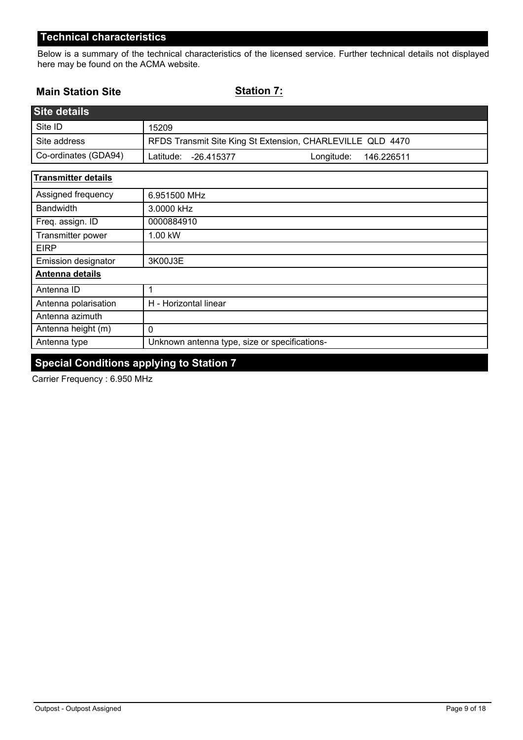## Technical characteristics

Below is a summary of the technical characteristics of the licensed service. Further technical details not displayed here may be found on the ACMA website.

**Main Station Site** **Station 7:**

| Site details | |
|---|---|
| Site ID | 15209 |
| Site address | RFDS Transmit Site King St Extension, CHARLEVILLE QLD 4470 |
| Co-ordinates (GDA94) | Latitude: -26.415377 Longitude: 146.226511 |

| Transmitter details | |
|---|---|
| Assigned frequency | 6.951500 MHz |
| Bandwidth | 3.0000 kHz |
| Freq. assign. ID | 0000884910 |
| Transmitter power | 1.00 kW |
| EIRP | |
| Emission designator | 3K00J3E |
| **Antenna details** | |
| Antenna ID | 1 |
| Antenna polarisation | H - Horizontal linear |
| Antenna azimuth | |
| Antenna height (m) | 0 |
| Antenna type | Unknown antenna type, size or specifications- |

## Special Conditions applying to Station 7

Carrier Frequency : 6.950 MHz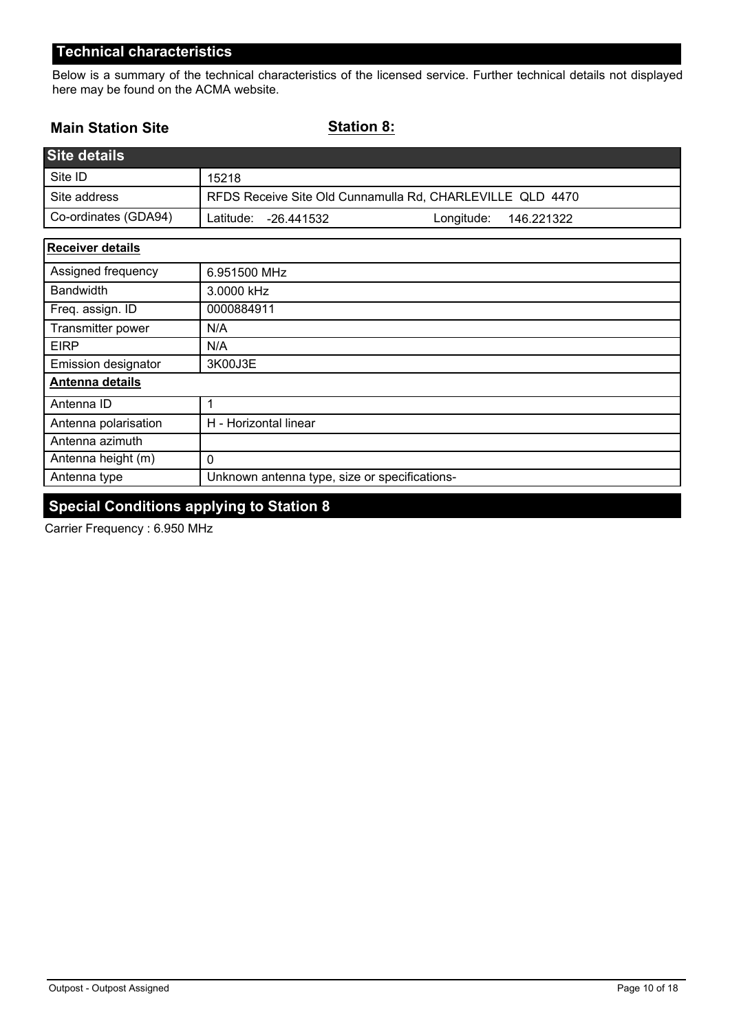## Technical characteristics

Below is a summary of the technical characteristics of the licensed service. Further technical details not displayed here may be found on the ACMA website.

**Main Station Site** **Station 8:**

| Site details | |
|---|---|
| Site ID | 15218 |
| Site address | RFDS Receive Site Old Cunnamulla Rd, CHARLEVILLE QLD 4470 |
| Co-ordinates (GDA94) | Latitude: -26.441532 Longitude: 146.221322 |

| Receiver details | |
|---|---|
| Assigned frequency | 6.951500 MHz |
| Bandwidth | 3.0000 kHz |
| Freq. assign. ID | 0000884911 |
| Transmitter power | N/A |
| EIRP | N/A |
| Emission designator | 3K00J3E |
| **Antenna details** | |
| Antenna ID | 1 |
| Antenna polarisation | H - Horizontal linear |
| Antenna azimuth | |
| Antenna height (m) | 0 |
| Antenna type | Unknown antenna type, size or specifications- |

## Special Conditions applying to Station 8

Carrier Frequency : 6.950 MHz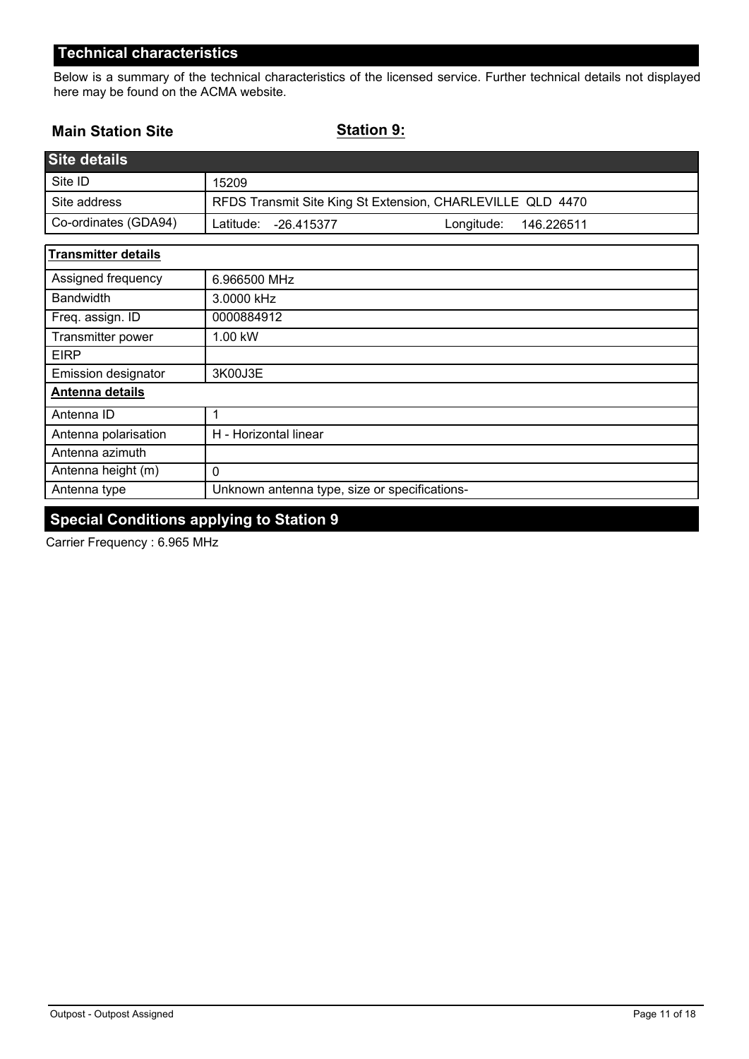## Technical characteristics

Below is a summary of the technical characteristics of the licensed service. Further technical details not displayed here may be found on the ACMA website.

**Main Station Site** **Station 9:**

| Site details | |
|---|---|
| Site ID | 15209 |
| Site address | RFDS Transmit Site King St Extension, CHARLEVILLE QLD 4470 |
| Co-ordinates (GDA94) | Latitude: -26.415377 Longitude: 146.226511 |

| Transmitter details | |
|---|---|
| Assigned frequency | 6.966500 MHz |
| Bandwidth | 3.0000 kHz |
| Freq. assign. ID | 0000884912 |
| Transmitter power | 1.00 kW |
| EIRP | |
| Emission designator | 3K00J3E |
| **Antenna details** | |
| Antenna ID | 1 |
| Antenna polarisation | H - Horizontal linear |
| Antenna azimuth | |
| Antenna height (m) | 0 |
| Antenna type | Unknown antenna type, size or specifications- |

## Special Conditions applying to Station 9

Carrier Frequency : 6.965 MHz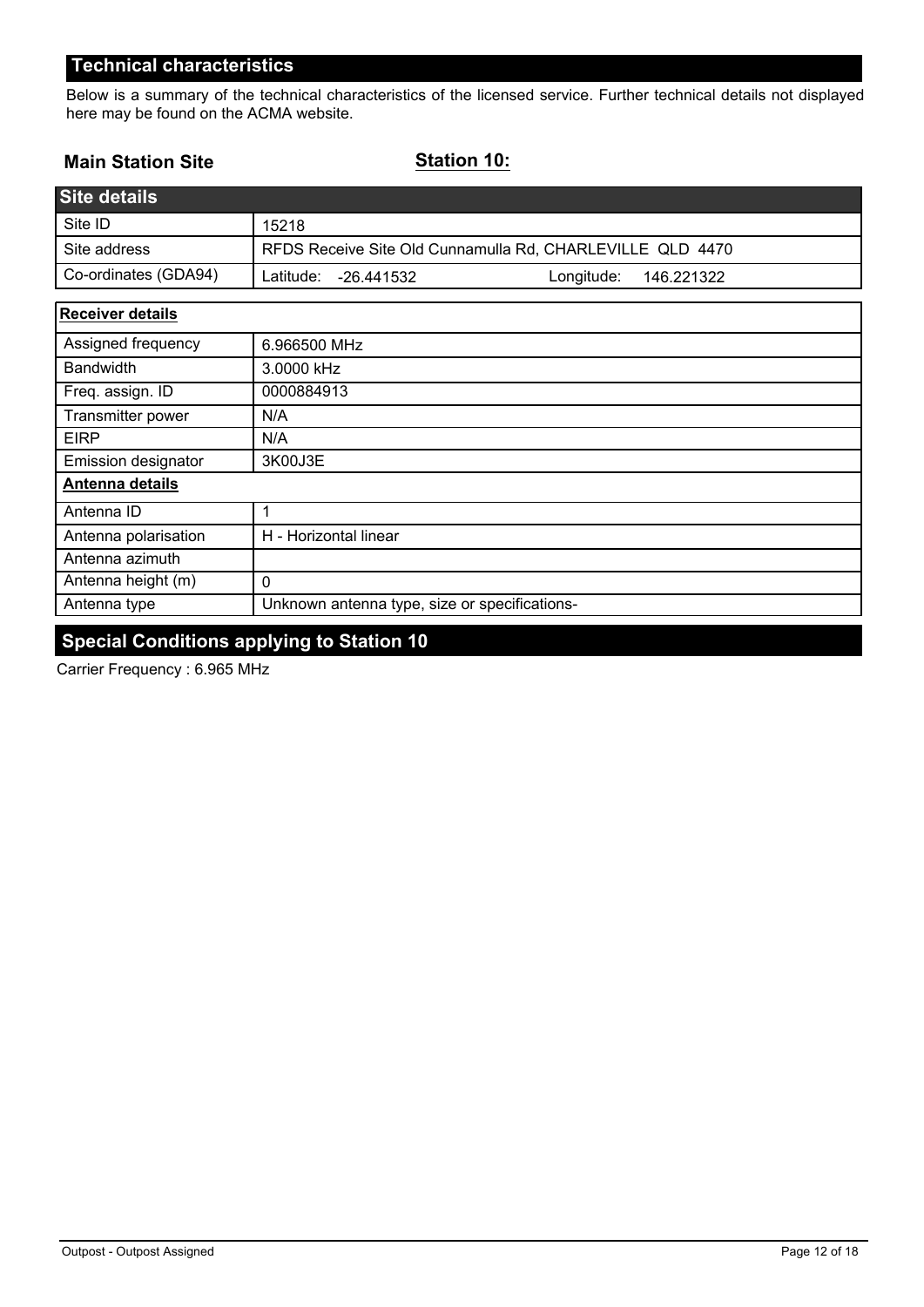## Technical characteristics

Below is a summary of the technical characteristics of the licensed service. Further technical details not displayed here may be found on the ACMA website.

**Main Station Site** **Station 10:**

| Site details | |
|---|---|
| Site ID | 15218 |
| Site address | RFDS Receive Site Old Cunnamulla Rd, CHARLEVILLE QLD 4470 |
| Co-ordinates (GDA94) | Latitude: -26.441532 Longitude: 146.221322 |

| **Receiver details** | |
|---|---|
| Assigned frequency | 6.966500 MHz |
| Bandwidth | 3.0000 kHz |
| Freq. assign. ID | 0000884913 |
| Transmitter power | N/A |
| EIRP | N/A |
| Emission designator | 3K00J3E |
| **Antenna details** | |
| Antenna ID | 1 |
| Antenna polarisation | H - Horizontal linear |
| Antenna azimuth | |
| Antenna height (m) | 0 |
| Antenna type | Unknown antenna type, size or specifications- |

## Special Conditions applying to Station 10

Carrier Frequency : 6.965 MHz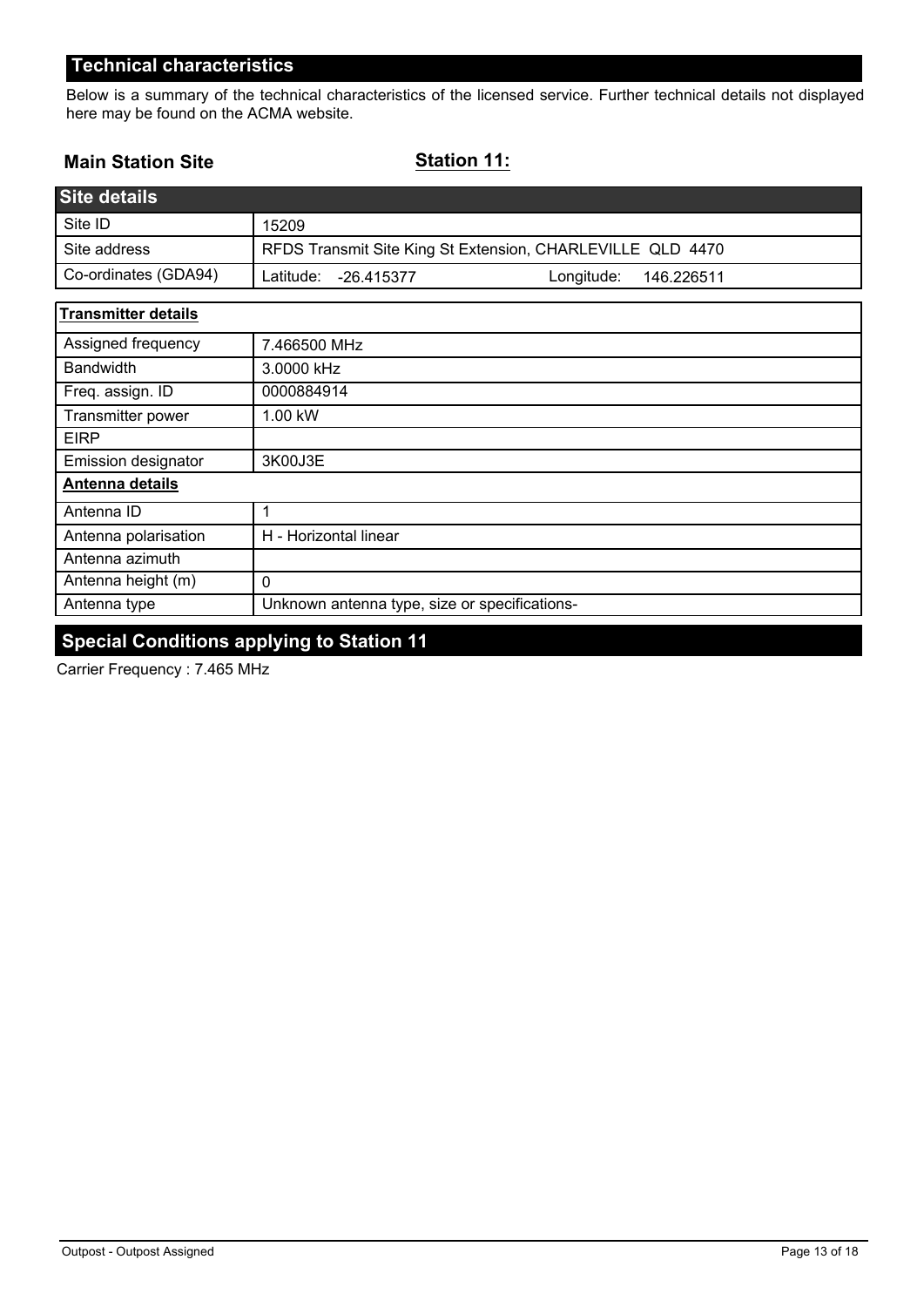## Technical characteristics

Below is a summary of the technical characteristics of the licensed service. Further technical details not displayed here may be found on the ACMA website.

**Main Station Site** **Station 11:**

| Site details | | | |
|---|---|---|---|
| Site ID | 15209 | | |
| Site address | RFDS Transmit Site King St Extension, CHARLEVILLE QLD 4470 | | |
| Co-ordinates (GDA94) | Latitude: -26.415377 | Longitude: | 146.226511 |

| Transmitter details | |
|---|---|
| Assigned frequency | 7.466500 MHz |
| Bandwidth | 3.0000 kHz |
| Freq. assign. ID | 0000884914 |
| Transmitter power | 1.00 kW |
| EIRP | |
| Emission designator | 3K00J3E |
| **Antenna details** | |
| Antenna ID | 1 |
| Antenna polarisation | H - Horizontal linear |
| Antenna azimuth | |
| Antenna height (m) | 0 |
| Antenna type | Unknown antenna type, size or specifications- |

## Special Conditions applying to Station 11

Carrier Frequency : 7.465 MHz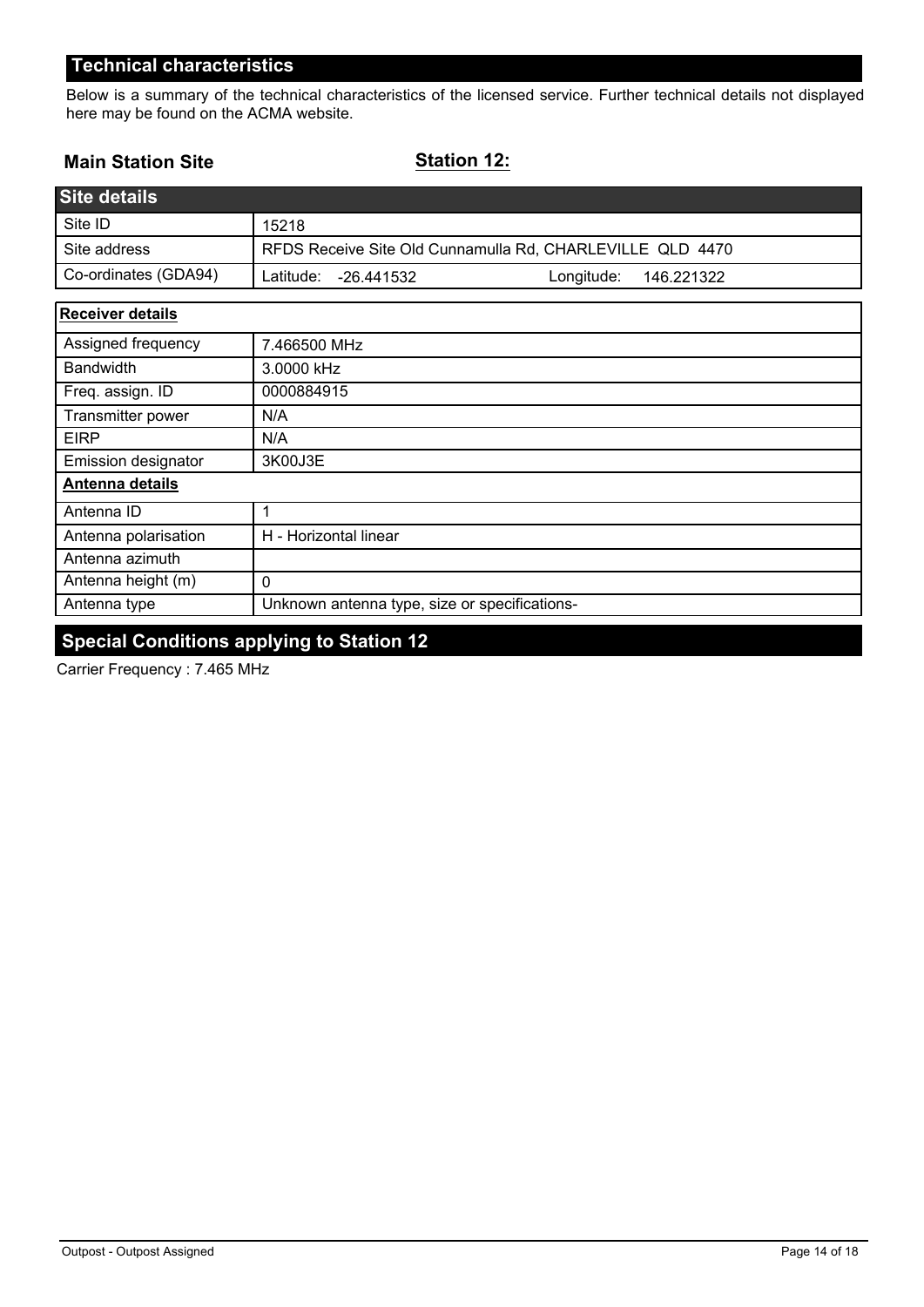## Technical characteristics

Below is a summary of the technical characteristics of the licensed service. Further technical details not displayed here may be found on the ACMA website.

**Main Station Site** **Station 12:**

| Site details | |
|---|---|
| Site ID | 15218 |
| Site address | RFDS Receive Site Old Cunnamulla Rd, CHARLEVILLE QLD 4470 |
| Co-ordinates (GDA94) | Latitude: -26.441532 Longitude: 146.221322 |

| **Receiver details** | |
|---|---|
| Assigned frequency | 7.466500 MHz |
| Bandwidth | 3.0000 kHz |
| Freq. assign. ID | 0000884915 |
| Transmitter power | N/A |
| EIRP | N/A |
| Emission designator | 3K00J3E |
| **Antenna details** | |
| Antenna ID | 1 |
| Antenna polarisation | H - Horizontal linear |
| Antenna azimuth | |
| Antenna height (m) | 0 |
| Antenna type | Unknown antenna type, size or specifications- |

## Special Conditions applying to Station 12

Carrier Frequency : 7.465 MHz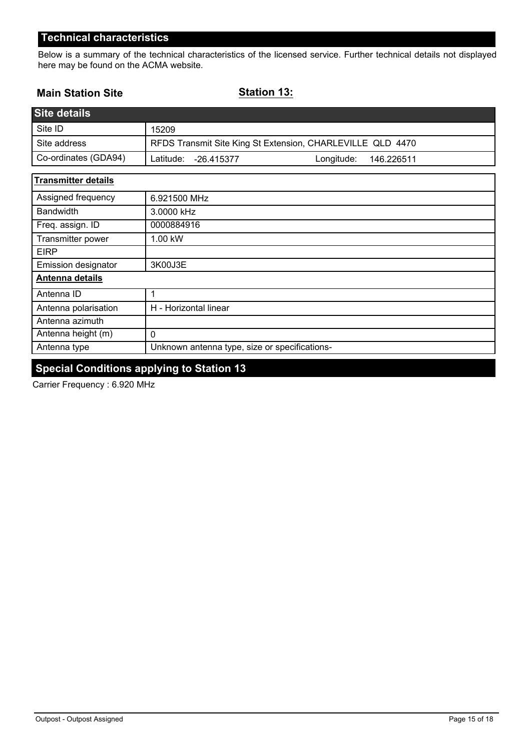## Technical characteristics

Below is a summary of the technical characteristics of the licensed service. Further technical details not displayed here may be found on the ACMA website.

**Main Station Site** **Station 13:**

| Site details | |
|---|---|
| Site ID | 15209 |
| Site address | RFDS Transmit Site King St Extension, CHARLEVILLE QLD 4470 |
| Co-ordinates (GDA94) | Latitude: -26.415377 Longitude: 146.226511 |

| **Transmitter details** | |
|---|---|
| Assigned frequency | 6.921500 MHz |
| Bandwidth | 3.0000 kHz |
| Freq. assign. ID | 0000884916 |
| Transmitter power | 1.00 kW |
| EIRP | |
| Emission designator | 3K00J3E |
| **Antenna details** | |
| Antenna ID | 1 |
| Antenna polarisation | H - Horizontal linear |
| Antenna azimuth | |
| Antenna height (m) | 0 |
| Antenna type | Unknown antenna type, size or specifications- |

## Special Conditions applying to Station 13

Carrier Frequency : 6.920 MHz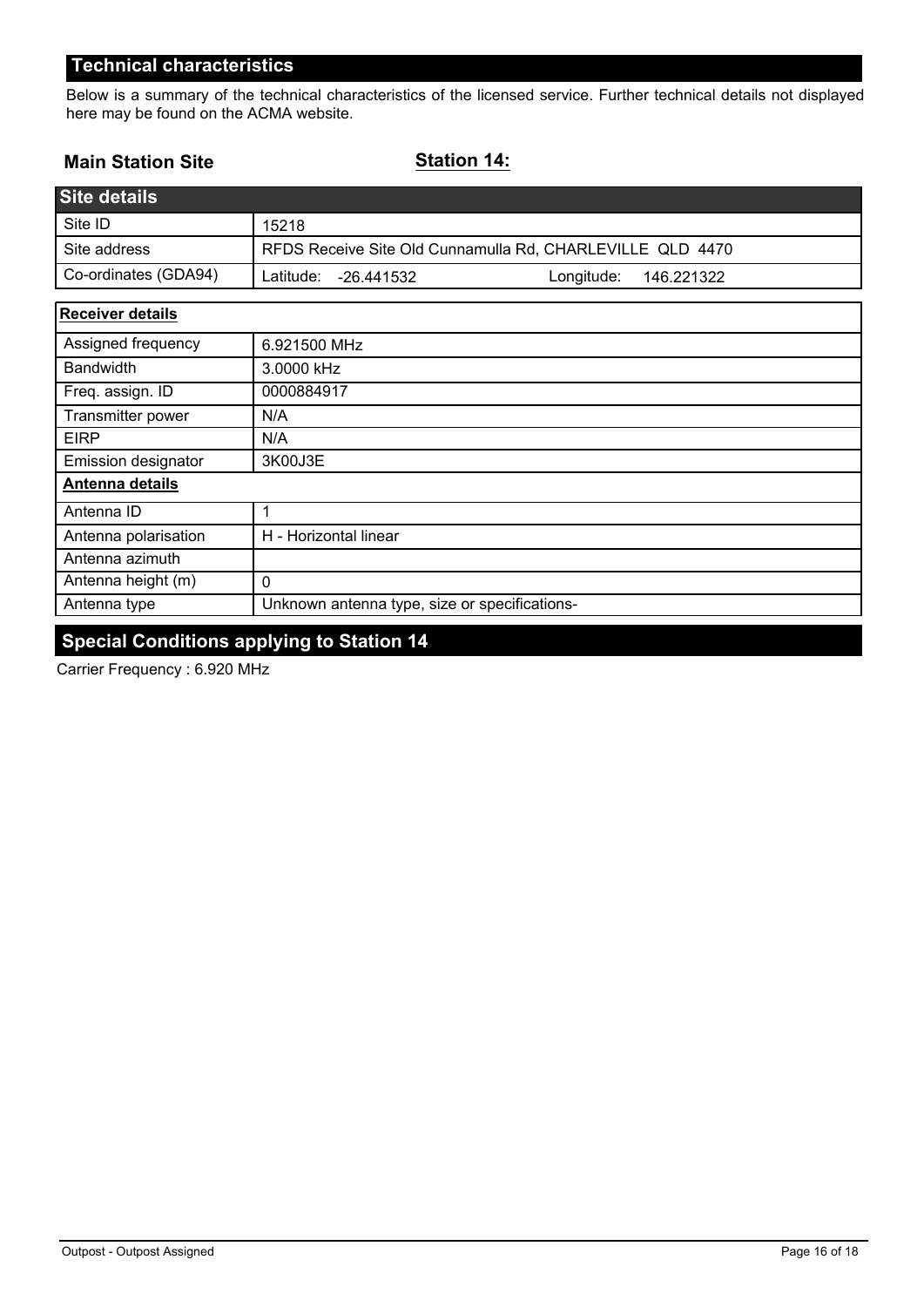## Technical characteristics

Below is a summary of the technical characteristics of the licensed service. Further technical details not displayed here may be found on the ACMA website.

**Main Station Site** **Station 14:**

| Site details | |
|---|---|
| Site ID | 15218 |
| Site address | RFDS Receive Site Old Cunnamulla Rd, CHARLEVILLE QLD 4470 |
| Co-ordinates (GDA94) | Latitude: -26.441532 Longitude: 146.221322 |

| Receiver details | |
|---|---|
| Assigned frequency | 6.921500 MHz |
| Bandwidth | 3.0000 kHz |
| Freq. assign. ID | 0000884917 |
| Transmitter power | N/A |
| EIRP | N/A |
| Emission designator | 3K00J3E |
| **Antenna details** | |
| Antenna ID | 1 |
| Antenna polarisation | H - Horizontal linear |
| Antenna azimuth | |
| Antenna height (m) | 0 |
| Antenna type | Unknown antenna type, size or specifications- |

## Special Conditions applying to Station 14

Carrier Frequency : 6.920 MHz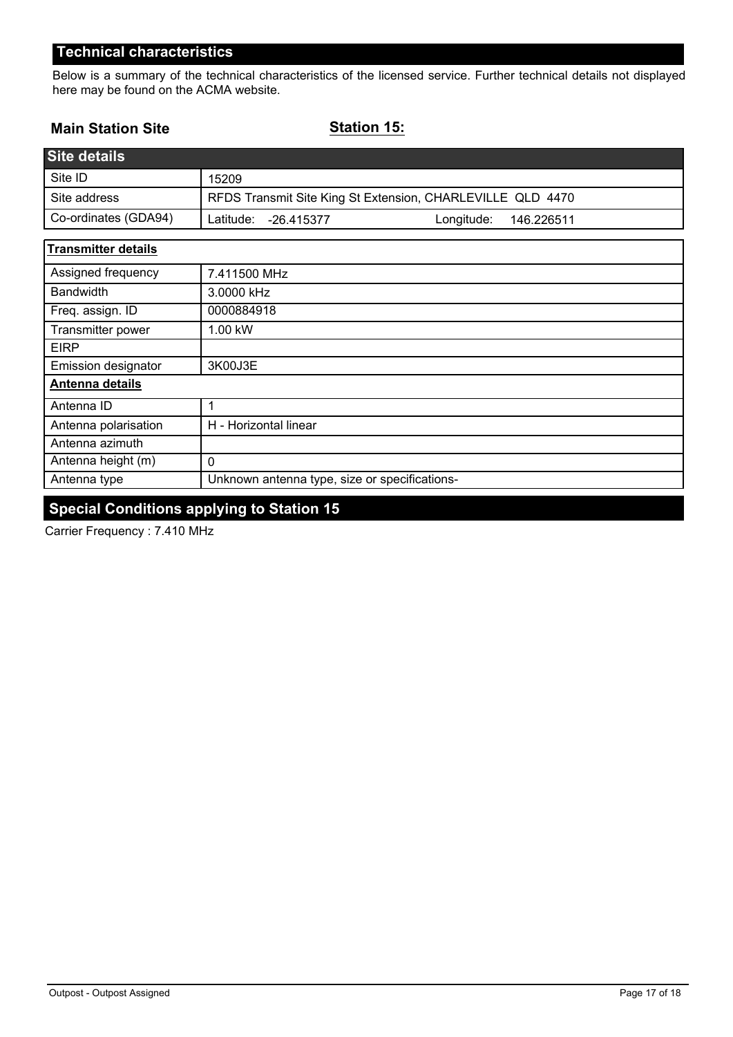## Technical characteristics

Below is a summary of the technical characteristics of the licensed service. Further technical details not displayed here may be found on the ACMA website.

### Main Station Site

### Station 15:

| Site details | |
|---|---|
| Site ID | 15209 |
| Site address | RFDS Transmit Site King St Extension, CHARLEVILLE QLD 4470 |
| Co-ordinates (GDA94) | Latitude: -26.415377 Longitude: 146.226511 |

| **Transmitter details** | |
|---|---|
| Assigned frequency | 7.411500 MHz |
| Bandwidth | 3.0000 kHz |
| Freq. assign. ID | 0000884918 |
| Transmitter power | 1.00 kW |
| EIRP | |
| Emission designator | 3K00J3E |
| **Antenna details** | |
| Antenna ID | 1 |
| Antenna polarisation | H - Horizontal linear |
| Antenna azimuth | |
| Antenna height (m) | 0 |
| Antenna type | Unknown antenna type, size or specifications- |

## Special Conditions applying to Station 15

Carrier Frequency : 7.410 MHz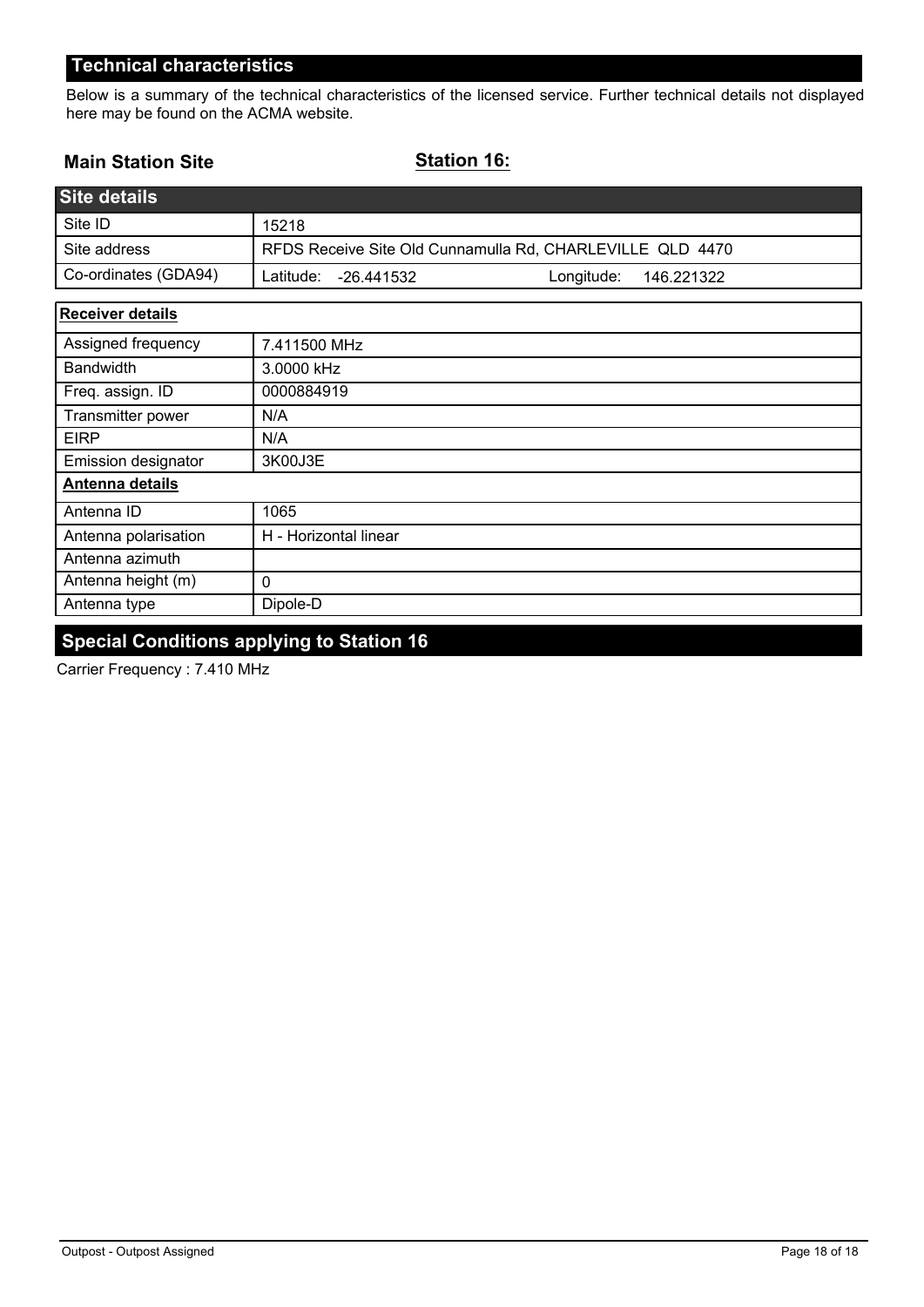## Technical characteristics

Below is a summary of the technical characteristics of the licensed service. Further technical details not displayed here may be found on the ACMA website.

### Main Station Site

### Station 16:

| Site details | |
|---|---|
| Site ID | 15218 |
| Site address | RFDS Receive Site Old Cunnamulla Rd, CHARLEVILLE QLD 4470 |
| Co-ordinates (GDA94) | Latitude: -26.441532 Longitude: 146.221322 |

| **Receiver details** | |
|---|---|
| Assigned frequency | 7.411500 MHz |
| Bandwidth | 3.0000 kHz |
| Freq. assign. ID | 0000884919 |
| Transmitter power | N/A |
| EIRP | N/A |
| Emission designator | 3K00J3E |
| **Antenna details** | |
| Antenna ID | 1065 |
| Antenna polarisation | H - Horizontal linear |
| Antenna azimuth | |
| Antenna height (m) | 0 |
| Antenna type | Dipole-D |

## Special Conditions applying to Station 16

Carrier Frequency : 7.410 MHz